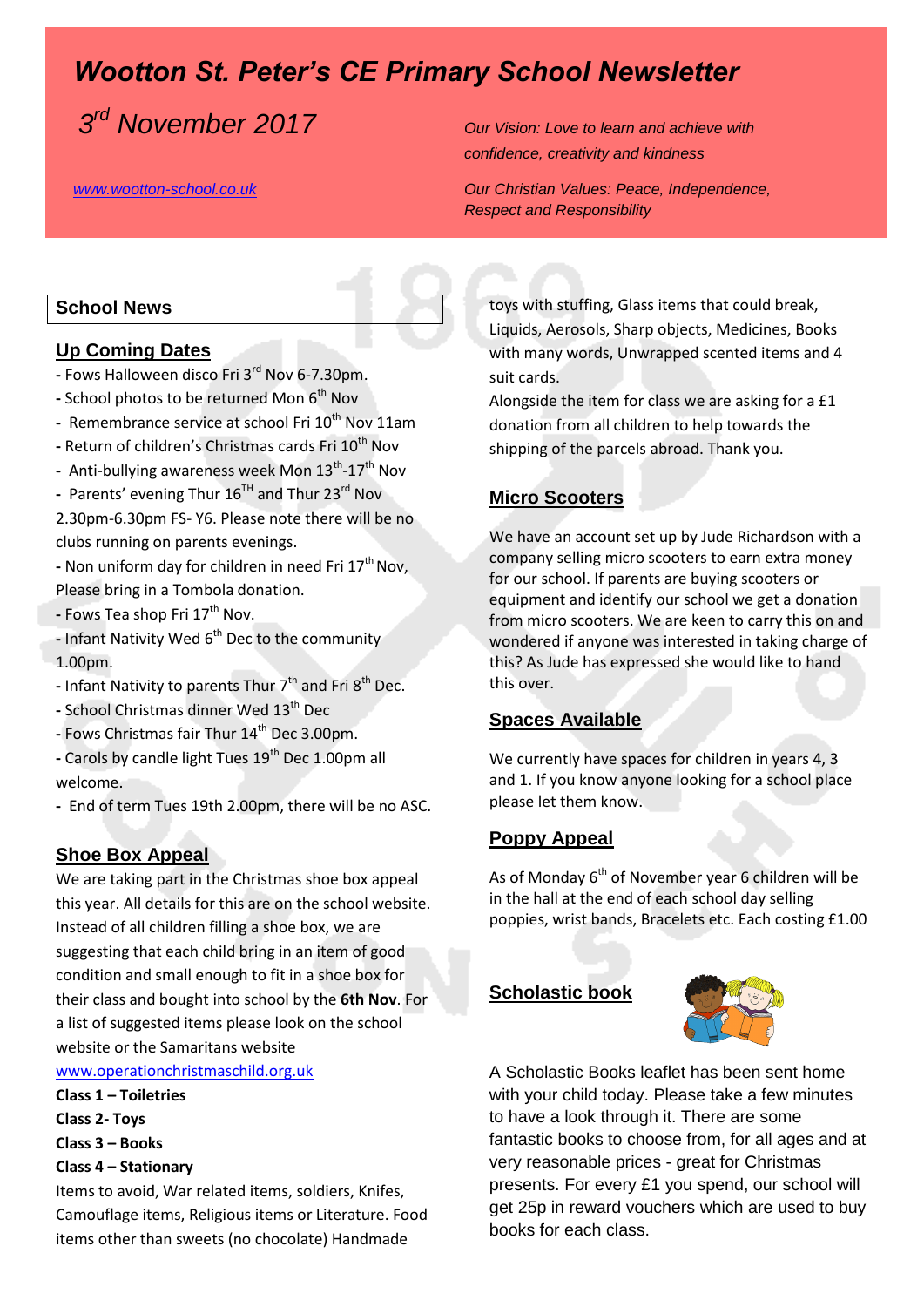# *Wootton St. Peter's CE Primary School Newsletter*

*3rd November 2017*

*Our Vision: Love to learn and achieve with confidence, creativity and kindness*

*www.wootton-school.co.uk*

*Our Christian Values: Peace, Independence, Respect and Responsibility*

## School News

### Up Coming Dates

- Fows Halloween disco Fri 3rd Nov 6-7.30pm.
- School photos to be returned Mon 6th Nov
- Remembrance service at school Fri 10th Nov 11am
- Return of children's Christmas cards Fri 10th Nov
- Anti-bullying awareness week Mon 13th-17th Nov
- Parents' evening Thur 16TH and Thur 23rd Nov 2.30pm-6.30pm FS- Y6. Please note there will be no clubs running on parents evenings.
- Non uniform day for children in need Fri 17th Nov, Please bring in a Tombola donation.
- Fows Tea shop Fri 17th Nov.
- Infant Nativity Wed 6th Dec to the community 1.00pm.
- Infant Nativity to parents Thur 7th and Fri 8th Dec.
- School Christmas dinner Wed 13th Dec
- Fows Christmas fair Thur 14th Dec 3.00pm.
- Carols by candle light Tues 19th Dec 1.00pm all welcome.
- End of term Tues 19th 2.00pm, there will be no ASC.

### Shoe Box Appeal

We are taking part in the Christmas shoe box appeal this year. All details for this are on the school website. Instead of all children filling a shoe box, we are suggesting that each child bring in an item of good condition and small enough to fit in a shoe box for their class and bought into school by the **6th Nov**. For a list of suggested items please look on the school website or the Samaritans website www.operationchristmaschild.org.uk

**Class 1 – Toiletries**
**Class 2- Toys**
**Class 3 – Books**
**Class 4 – Stationary**

Items to avoid, War related items, soldiers, Knifes, Camouflage items, Religious items or Literature. Food items other than sweets (no chocolate) Handmade toys with stuffing, Glass items that could break, Liquids, Aerosols, Sharp objects, Medicines, Books with many words, Unwrapped scented items and 4 suit cards.

Alongside the item for class we are asking for a £1 donation from all children to help towards the shipping of the parcels abroad. Thank you.

### Micro Scooters

We have an account set up by Jude Richardson with a company selling micro scooters to earn extra money for our school. If parents are buying scooters or equipment and identify our school we get a donation from micro scooters. We are keen to carry this on and wondered if anyone was interested in taking charge of this? As Jude has expressed she would like to hand this over.

### Spaces Available

We currently have spaces for children in years 4, 3 and 1. If you know anyone looking for a school place please let them know.

### Poppy Appeal

As of Monday 6th of November year 6 children will be in the hall at the end of each school day selling poppies, wrist bands, Bracelets etc. Each costing £1.00

### Scholastic book

A Scholastic Books leaflet has been sent home with your child today. Please take a few minutes to have a look through it. There are some fantastic books to choose from, for all ages and at very reasonable prices - great for Christmas presents. For every £1 you spend, our school will get 25p in reward vouchers which are used to buy books for each class.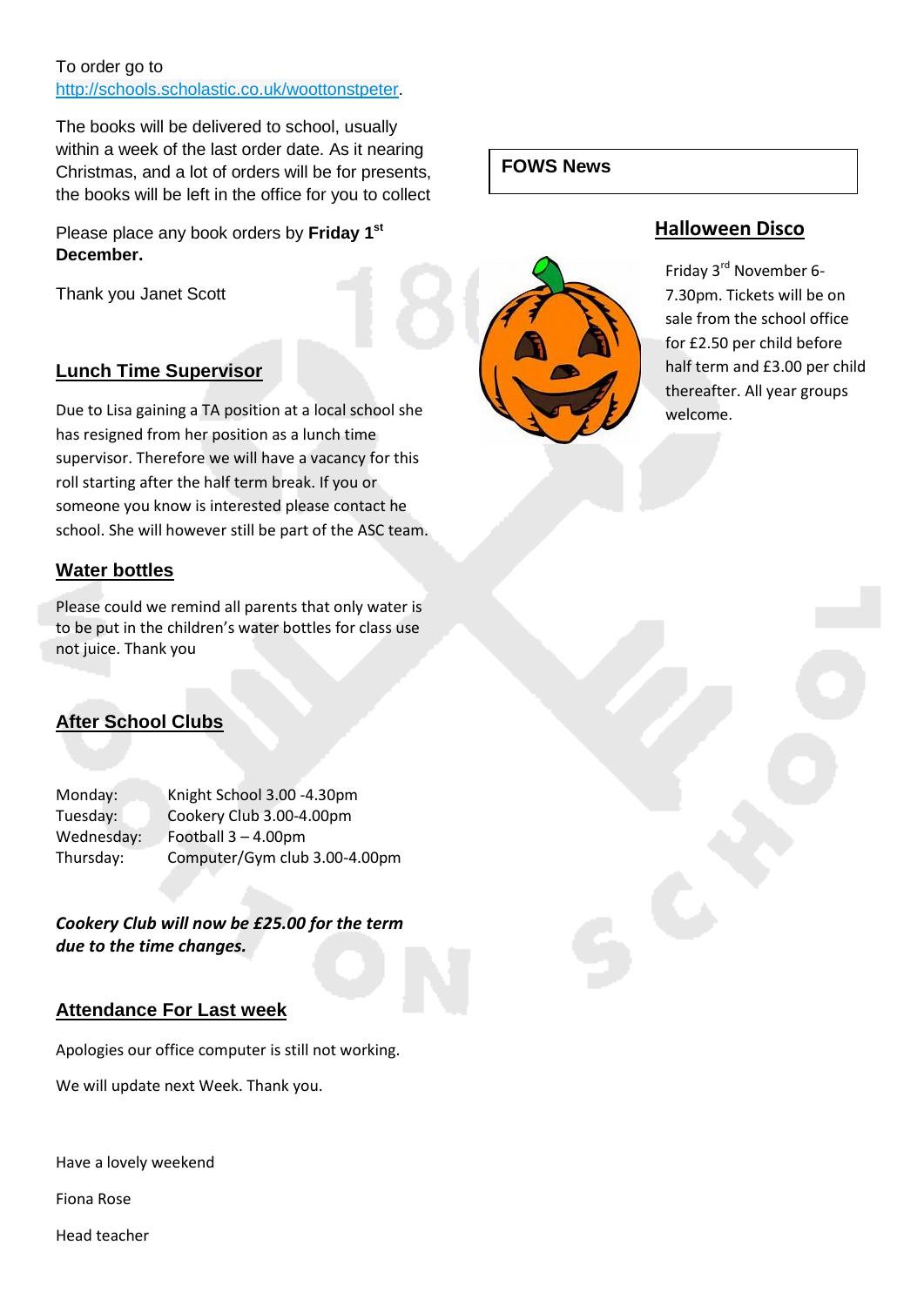To order go to [http://schools.scholastic.co.uk/woottonstpeter](http://schools.scholastic.co.uk/woottonstpeter).

The books will be delivered to school, usually within a week of the last order date. As it nearing Christmas, and a lot of orders will be for presents, the books will be left in the office for you to collect

Please place any book orders by **Friday 1st December.**

Thank you Janet Scott

## Lunch Time Supervisor

Due to Lisa gaining a TA position at a local school she has resigned from her position as a lunch time supervisor. Therefore we will have a vacancy for this roll starting after the half term break. If you or someone you know is interested please contact he school. She will however still be part of the ASC team.

## Water bottles

Please could we remind all parents that only water is to be put in the children's water bottles for class use not juice. Thank you

## After School Clubs

| | |
|---|---|
| Monday: | Knight School 3.00 -4.30pm |
| Tuesday: | Cookery Club 3.00-4.00pm |
| Wednesday: | Football 3 – 4.00pm |
| Thursday: | Computer/Gym club 3.00-4.00pm |

***Cookery Club will now be £25.00 for the term due to the time changes.***

## Attendance For Last week

Apologies our office computer is still not working.

We will update next Week. Thank you.

Have a lovely weekend

Fiona Rose

Head teacher

## FOWS News

### Halloween Disco

Friday 3rd November 6-7.30pm. Tickets will be on sale from the school office for £2.50 per child before half term and £3.00 per child thereafter. All year groups welcome.